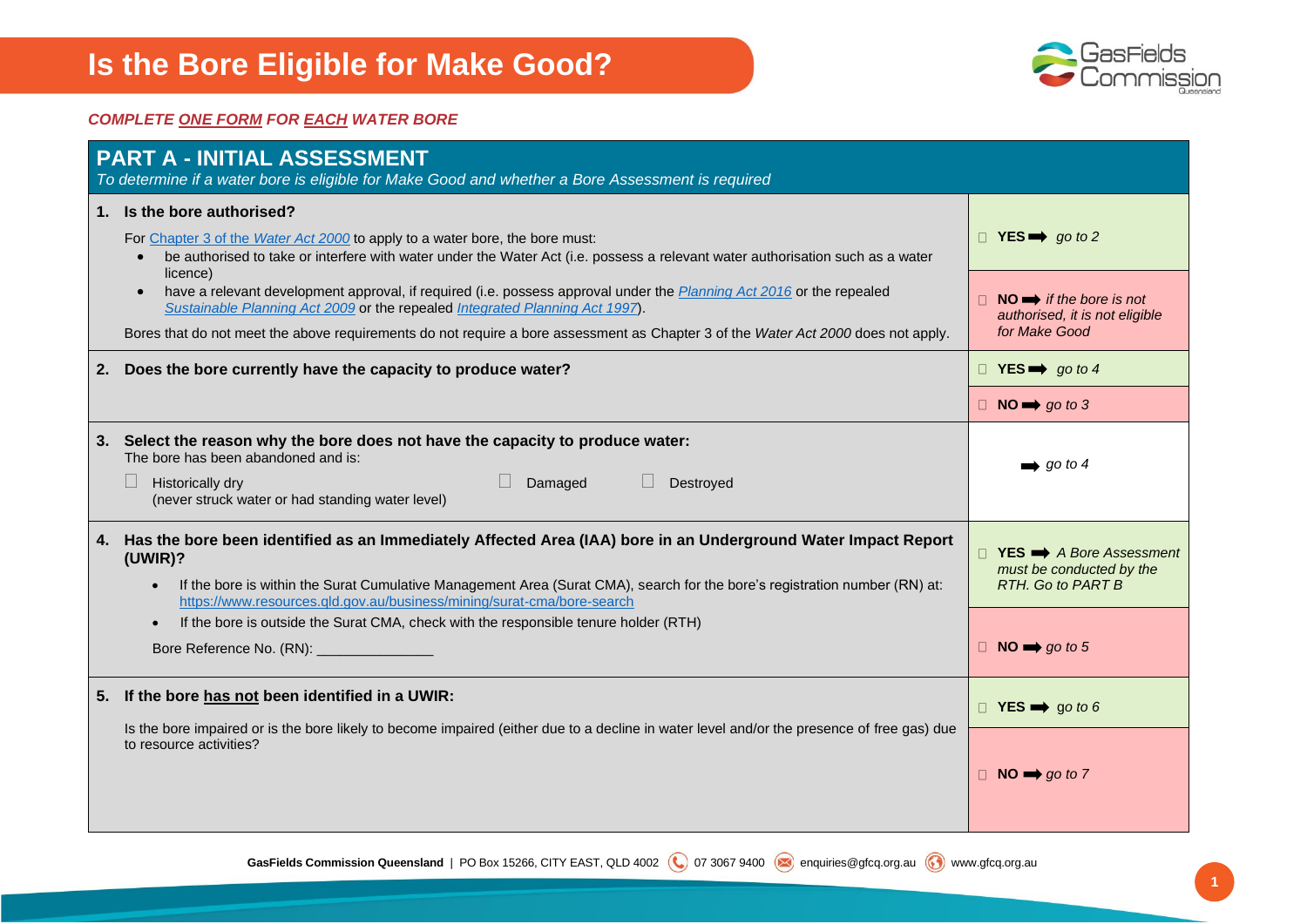# Is the Bore Eligible for Make Good?

***COMPLETE ONE FORM FOR EACH WATER BORE***

## PART A - INITIAL ASSESSMENT

*To determine if a water bore is eligible for Make Good and whether a Bore Assessment is required*

| Question | Response |
|---|---|
| **1. Is the bore authorised?**<br><br>For Chapter 3 of the *Water Act 2000* to apply to a water bore, the bore must:<br>• be authorised to take or interfere with water under the Water Act (i.e. possess a relevant water authorisation such as a water licence)<br>• have a relevant development approval, if required (i.e. possess approval under the *Planning Act 2016* or the repealed *Sustainable Planning Act 2009* or the repealed *Integrated Planning Act 1997*).<br><br>Bores that do not meet the above requirements do not require a bore assessment as Chapter 3 of the *Water Act 2000* does not apply. | ☐ **YES** ➡ *go to 2*<br><br>☐ **NO** ➡ *if the bore is not authorised, it is not eligible for Make Good* |
| **2. Does the bore currently have the capacity to produce water?** | ☐ **YES** ➡ *go to 4*<br><br>☐ **NO** ➡ *go to 3* |
| **3. Select the reason why the bore does not have the capacity to produce water:**<br>The bore has been abandoned and is:<br>☐ Historically dry (never struck water or had standing water level) ☐ Damaged ☐ Destroyed | ➡ *go to 4* |
| **4. Has the bore been identified as an Immediately Affected Area (IAA) bore in an Underground Water Impact Report (UWIR)?**<br>• If the bore is within the Surat Cumulative Management Area (Surat CMA), search for the bore's registration number (RN) at: https://www.resources.qld.gov.au/business/mining/surat-cma/bore-search<br>• If the bore is outside the Surat CMA, check with the responsible tenure holder (RTH)<br><br>Bore Reference No. (RN): _______________ | ☐ **YES** ➡ *A Bore Assessment must be conducted by the RTH. Go to PART B*<br><br>☐ **NO** ➡ *go to 5* |
| **5. If the bore has not been identified in a UWIR:**<br><br>Is the bore impaired or is the bore likely to become impaired (either due to a decline in water level and/or the presence of free gas) due to resource activities? | ☐ **YES** ➡ *go to 6*<br><br>☐ **NO** ➡ *go to 7* |

**GasFields Commission Queensland** | PO Box 15266, CITY EAST, QLD 4002 | 07 3067 9400 | enquiries@gfcq.org.au | www.gfcq.org.au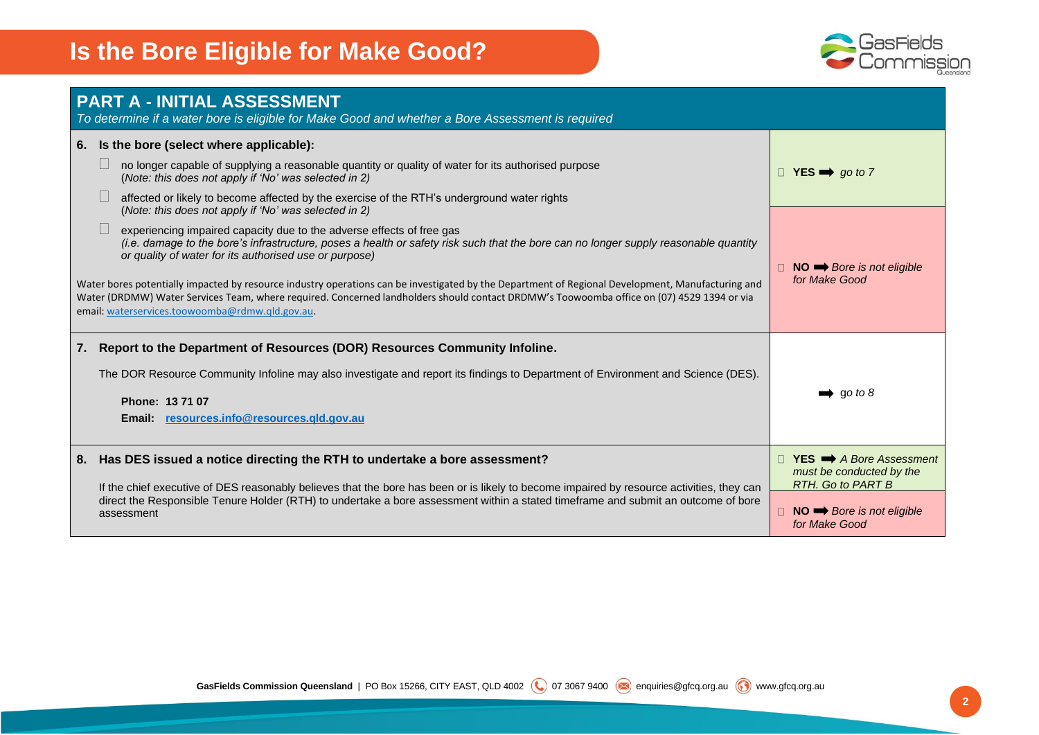# Is the Bore Eligible for Make Good?

## PART A - INITIAL ASSESSMENT

*To determine if a water bore is eligible for Make Good and whether a Bore Assessment is required*

| Question | Outcome |
| --- | --- |
| **6. Is the bore (select where applicable):**<br>☐ no longer capable of supplying a reasonable quantity or quality of water for its authorised purpose (*Note: this does not apply if 'No' was selected in 2)*<br>☐ affected or likely to become affected by the exercise of the RTH's underground water rights (*Note: this does not apply if 'No' was selected in 2)*<br>☐ experiencing impaired capacity due to the adverse effects of free gas *(i.e. damage to the bore's infrastructure, poses a health or safety risk such that the bore can no longer supply reasonable quantity or quality of water for its authorised use or purpose)*<br><br>Water bores potentially impacted by resource industry operations can be investigated by the Department of Regional Development, Manufacturing and Water (DRDMW) Water Services Team, where required. Concerned landholders should contact DRDMW's Toowoomba office on (07) 4529 1394 or via email: waterservices.toowoomba@rdmw.qld.gov.au. | ☐ **YES** ➡ *go to 7*<br><br>☐ **NO** ➡ *Bore is not eligible for Make Good* |
| **7. Report to the Department of Resources (DOR) Resources Community Infoline.**<br><br>The DOR Resource Community Infoline may also investigate and report its findings to Department of Environment and Science (DES).<br><br>**Phone: 13 71 07**<br>**Email: resources.info@resources.qld.gov.au** | ➡ *go to 8* |
| **8. Has DES issued a notice directing the RTH to undertake a bore assessment?**<br><br>If the chief executive of DES reasonably believes that the bore has been or is likely to become impaired by resource activities, they can direct the Responsible Tenure Holder (RTH) to undertake a bore assessment within a stated timeframe and submit an outcome of bore assessment | ☐ **YES** ➡ *A Bore Assessment must be conducted by the RTH. Go to PART B*<br><br>☐ **NO** ➡ *Bore is not eligible for Make Good* |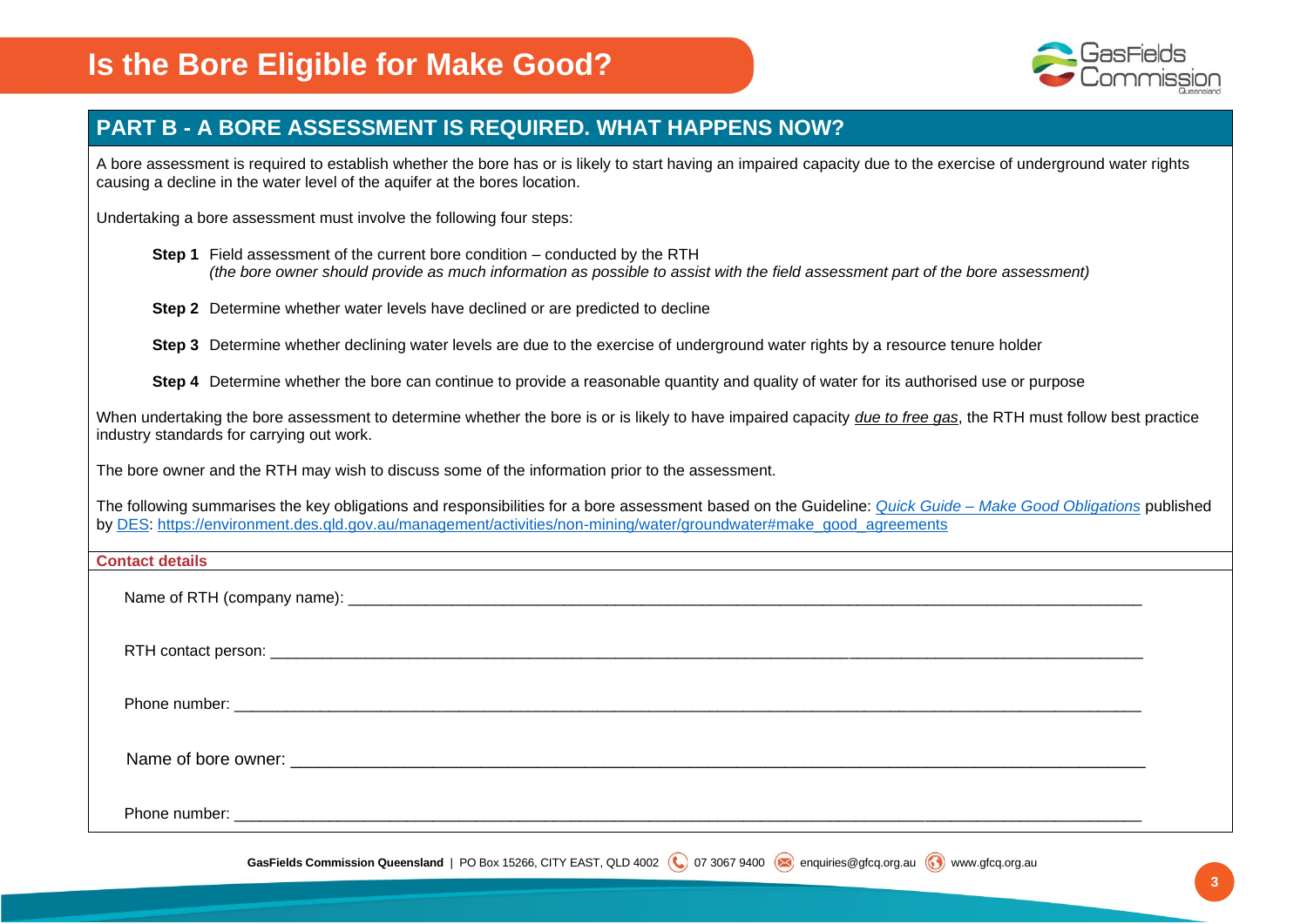# Is the Bore Eligible for Make Good?

## PART B - A BORE ASSESSMENT IS REQUIRED. WHAT HAPPENS NOW?

A bore assessment is required to establish whether the bore has or is likely to start having an impaired capacity due to the exercise of underground water rights causing a decline in the water level of the aquifer at the bores location.

Undertaking a bore assessment must involve the following four steps:

**Step 1** Field assessment of the current bore condition – conducted by the RTH
*(the bore owner should provide as much information as possible to assist with the field assessment part of the bore assessment)*

**Step 2** Determine whether water levels have declined or are predicted to decline

**Step 3** Determine whether declining water levels are due to the exercise of underground water rights by a resource tenure holder

**Step 4** Determine whether the bore can continue to provide a reasonable quantity and quality of water for its authorised use or purpose

When undertaking the bore assessment to determine whether the bore is or is likely to have impaired capacity *due to free gas*, the RTH must follow best practice industry standards for carrying out work.

The bore owner and the RTH may wish to discuss some of the information prior to the assessment.

The following summarises the key obligations and responsibilities for a bore assessment based on the Guideline: *Quick Guide – Make Good Obligations* published by DES: https://environment.des.qld.gov.au/management/activities/non-mining/water/groundwater#make_good_agreements

**Contact details**

Name of RTH (company name): ______________________________

RTH contact person: ______________________________

Phone number: ______________________________

Name of bore owner: ______________________________

Phone number: ______________________________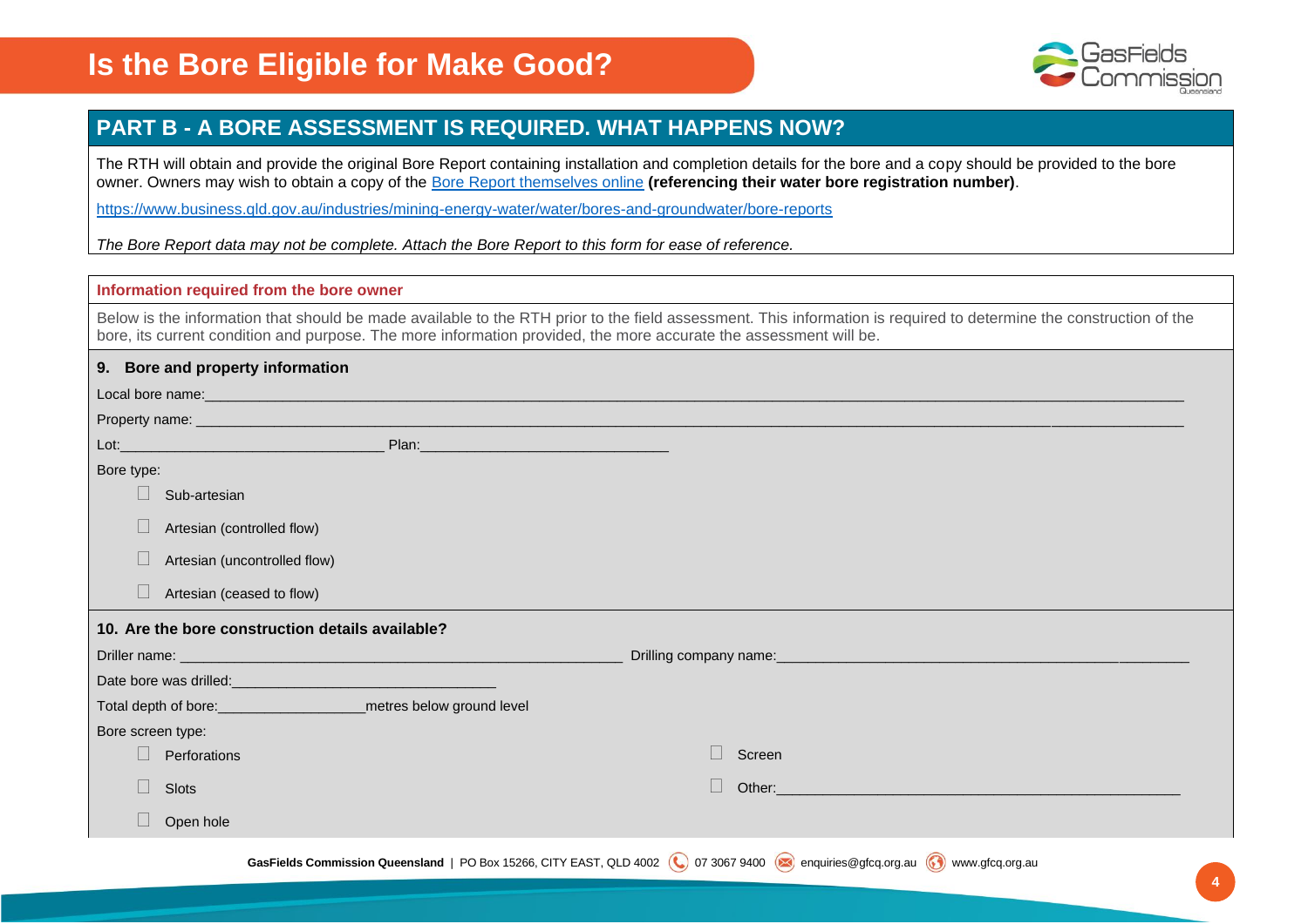# Is the Bore Eligible for Make Good?

## PART B - A BORE ASSESSMENT IS REQUIRED. WHAT HAPPENS NOW?

The RTH will obtain and provide the original Bore Report containing installation and completion details for the bore and a copy should be provided to the bore owner. Owners may wish to obtain a copy of the [Bore Report themselves online](https://www.business.qld.gov.au/industries/mining-energy-water/water/bores-and-groundwater/bore-reports) **(referencing their water bore registration number)**.

https://www.business.qld.gov.au/industries/mining-energy-water/water/bores-and-groundwater/bore-reports

*The Bore Report data may not be complete. Attach the Bore Report to this form for ease of reference.*

### Information required from the bore owner

Below is the information that should be made available to the RTH prior to the field assessment. This information is required to determine the construction of the bore, its current condition and purpose. The more information provided, the more accurate the assessment will be.

### 9. Bore and property information

Local bore name:______________________________________________

Property name: ______________________________________________

Lot:______________________ Plan:______________________

Bore type:

- ☐ Sub-artesian
- ☐ Artesian (controlled flow)
- ☐ Artesian (uncontrolled flow)
- ☐ Artesian (ceased to flow)

### 10. Are the bore construction details available?

Driller name: ______________________ Drilling company name:______________________

Date bore was drilled:______________________

Total depth of bore:__________metres below ground level

Bore screen type:

- ☐ Perforations
- ☐ Slots
- ☐ Open hole
- ☐ Screen
- ☐ Other:______________________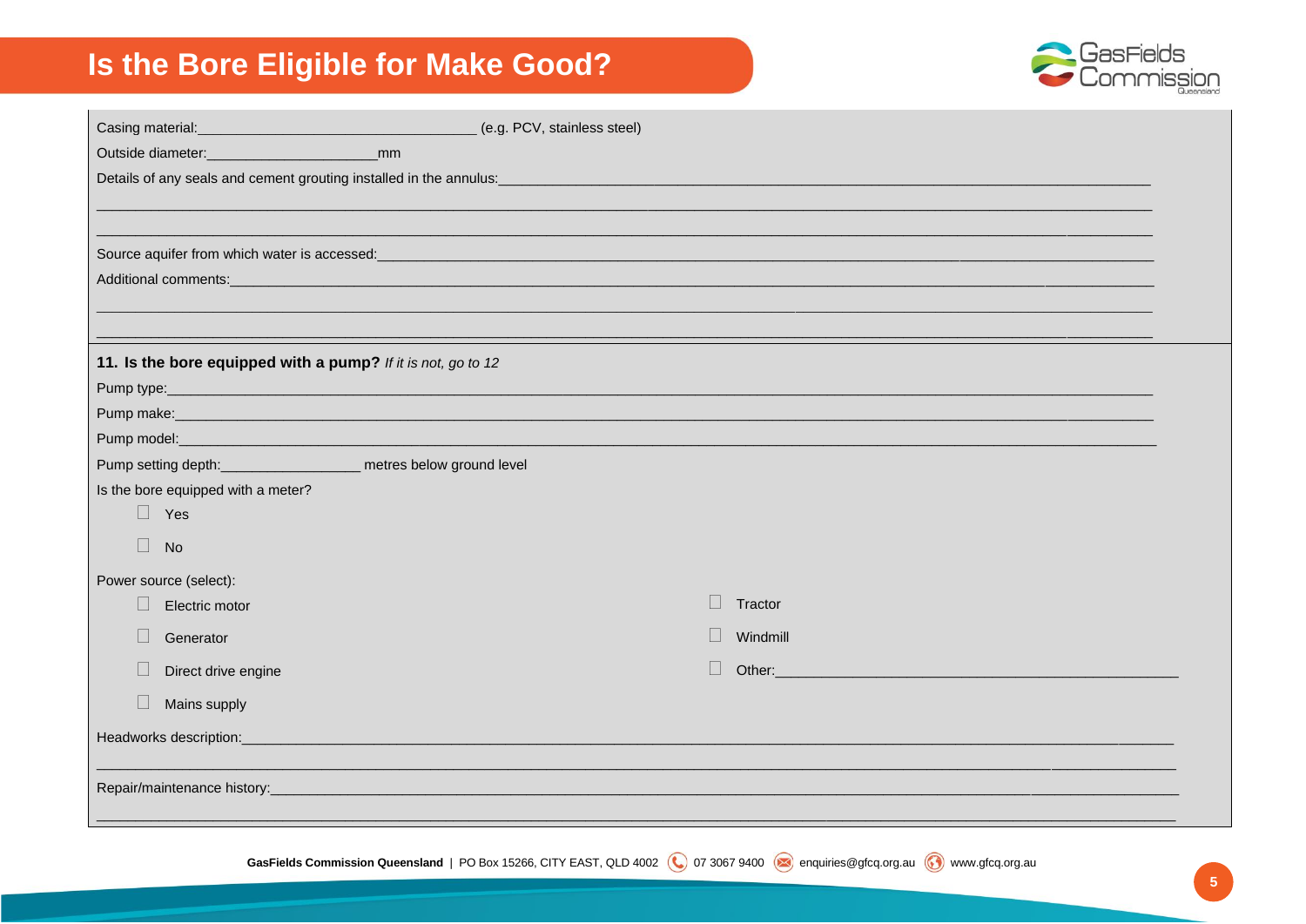# Is the Bore Eligible for Make Good?

Casing material:___________________________________ (e.g. PCV, stainless steel)

Outside diameter:_____________________mm

Details of any seals and cement grouting installed in the annulus:_______________________________________________

_______________________________________________________________________________________________

_______________________________________________________________________________________________

Source aquifer from which water is accessed:_______________________________________________________

Additional comments:___________________________________________________________________________

_______________________________________________________________________________________________

_______________________________________________________________________________________________

**11. Is the bore equipped with a pump?** *If it is not, go to 12*

Pump type:____________________________________________________________________________________

Pump make:___________________________________________________________________________________

Pump model:__________________________________________________________________________________

Pump setting depth:_________________ metres below ground level

Is the bore equipped with a meter?

- ☐ Yes
- ☐ No

Power source (select):

- ☐ Electric motor
- ☐ Generator
- ☐ Direct drive engine
- ☐ Mains supply
- ☐ Tractor
- ☐ Windmill
- ☐ Other:_____________________________________________________

Headworks description:_________________________________________________________________________

_______________________________________________________________________________________________

Repair/maintenance history:______________________________________________________________________

_______________________________________________________________________________________________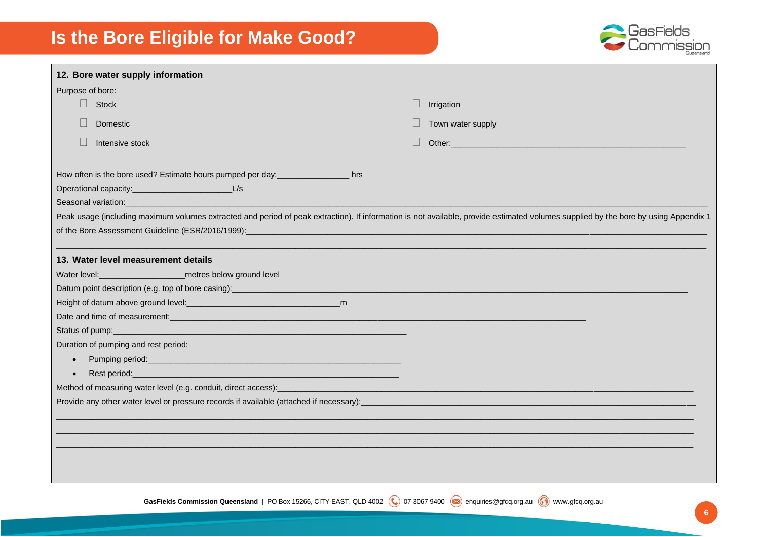# Is the Bore Eligible for Make Good?

## 12. Bore water supply information

Purpose of bore:

- ☐ Stock
- ☐ Domestic
- ☐ Intensive stock
- ☐ Irrigation
- ☐ Town water supply
- ☐ Other:_______________________________________________

How often is the bore used? Estimate hours pumped per day:_______________ hrs

Operational capacity:_____________________L/s

Seasonal variation:___________________________________________________________________________

Peak usage (including maximum volumes extracted and period of peak extraction). If information is not available, provide estimated volumes supplied by the bore by using Appendix 1 of the Bore Assessment Guideline (ESR/2016/1999):___________________________________________________________________________

___________________________________________________________________________

## 13. Water level measurement details

Water level:__________________metres below ground level

Datum point description (e.g. top of bore casing):___________________________________________________________________________

Height of datum above ground level:________________________________m

Date and time of measurement:___________________________________________________________________________

Status of pump:_______________________________________________________________

Duration of pumping and rest period:

- Pumping period:_____________________________________________________
- Rest period:_________________________________________________________

Method of measuring water level (e.g. conduit, direct access):___________________________________________________________________________

Provide any other water level or pressure records if available (attached if necessary):___________________________________________________________________________

___________________________________________________________________________

___________________________________________________________________________

___________________________________________________________________________

**GasFields Commission Queensland** | PO Box 15266, CITY EAST, QLD 4002 07 3067 9400 enquiries@gfcq.org.au www.gfcq.org.au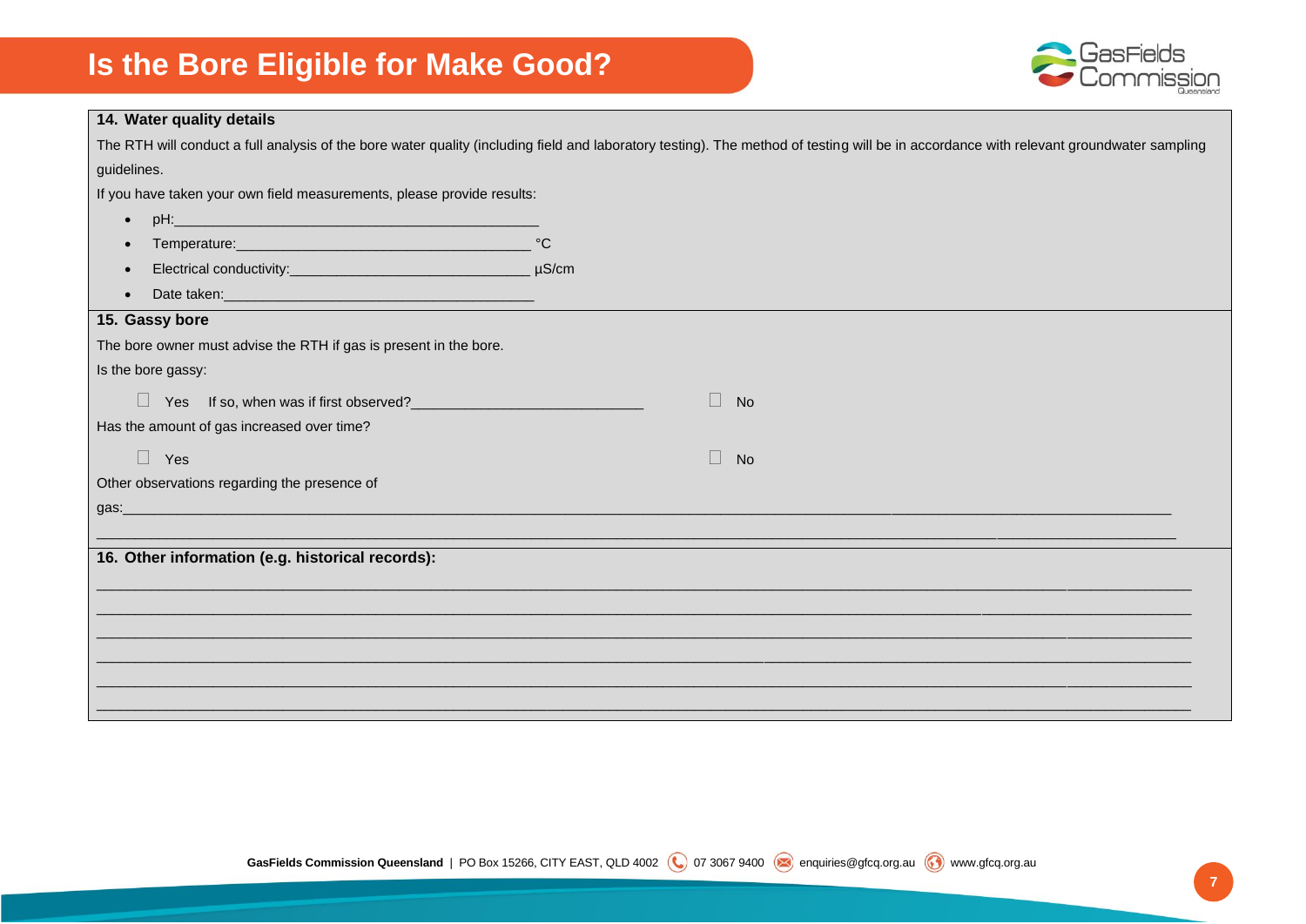# Is the Bore Eligible for Make Good?

**14. Water quality details**

The RTH will conduct a full analysis of the bore water quality (including field and laboratory testing). The method of testing will be in accordance with relevant groundwater sampling guidelines.

If you have taken your own field measurements, please provide results:

- pH:____________________________________________
- Temperature:____________________________________ °C
- Electrical conductivity:_____________________________ µS/cm
- Date taken:_____________________________________

**15. Gassy bore**

The bore owner must advise the RTH if gas is present in the bore.

Is the bore gassy:

☐ Yes If so, when was if first observed?____________________________ ☐ No

Has the amount of gas increased over time?

☐ Yes ☐ No

Other observations regarding the presence of gas:___________________________________________________________________________________________________________________

_____________________________________________________________________________________________________________________________

**16. Other information (e.g. historical records):**

_____________________________________________________________________________________________________________________________

_____________________________________________________________________________________________________________________________

_____________________________________________________________________________________________________________________________

_____________________________________________________________________________________________________________________________

_____________________________________________________________________________________________________________________________

_____________________________________________________________________________________________________________________________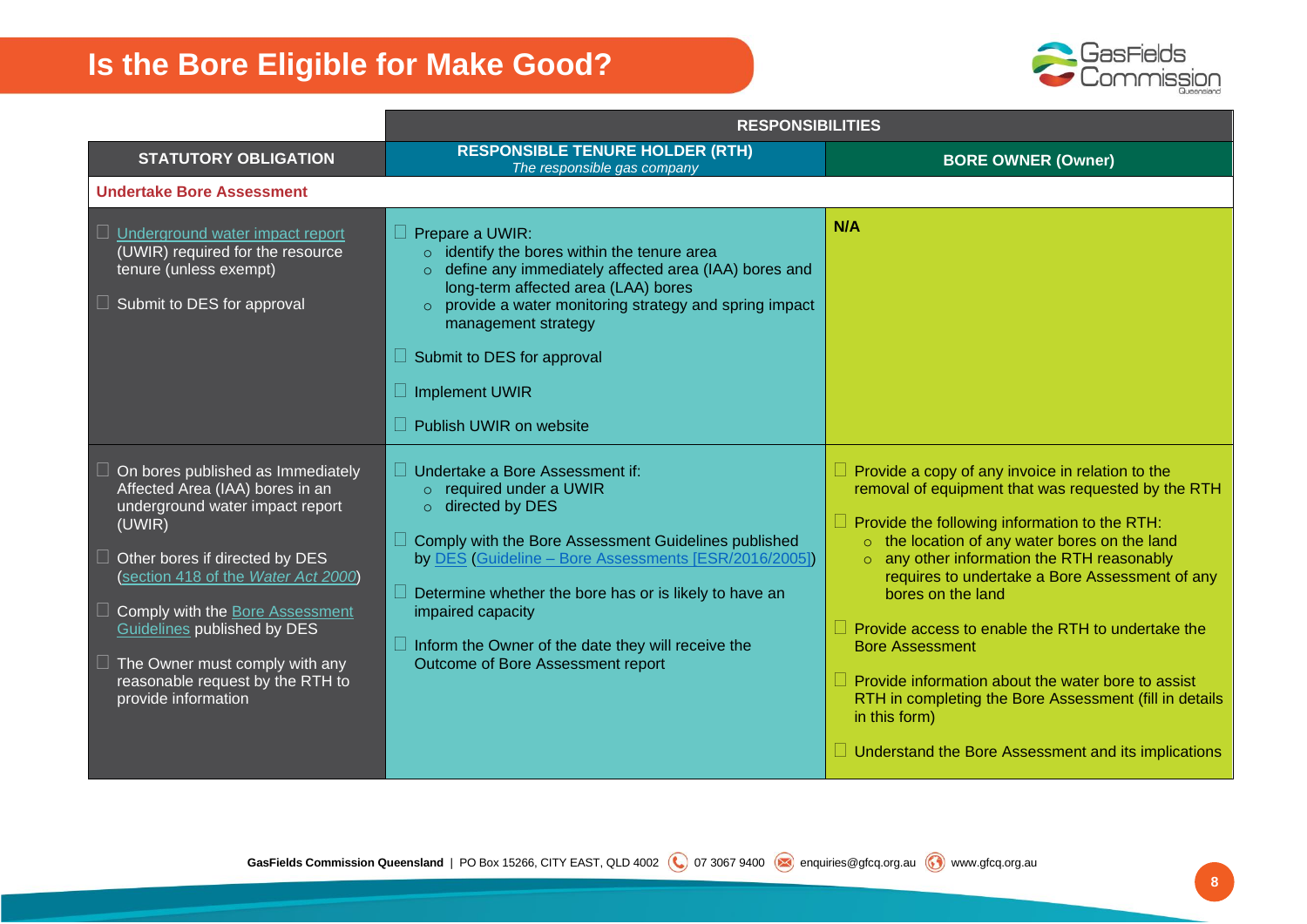# Is the Bore Eligible for Make Good?

| STATUTORY OBLIGATION | RESPONSIBILITIES: RESPONSIBLE TENURE HOLDER (RTH) *The responsible gas company* | RESPONSIBILITIES: BORE OWNER (Owner) |
|---|---|---|
| **Undertake Bore Assessment** | | |
| ☐ Underground water impact report (UWIR) required for the resource tenure (unless exempt)<br><br>☐ Submit to DES for approval | ☐ Prepare a UWIR:<br>○ identify the bores within the tenure area<br>○ define any immediately affected area (IAA) bores and long-term affected area (LAA) bores<br>○ provide a water monitoring strategy and spring impact management strategy<br><br>☐ Submit to DES for approval<br><br>☐ Implement UWIR<br><br>☐ Publish UWIR on website | **N/A** |
| ☐ On bores published as Immediately Affected Area (IAA) bores in an underground water impact report (UWIR)<br><br>☐ Other bores if directed by DES (section 418 of the *Water Act 2000*)<br><br>☐ Comply with the Bore Assessment Guidelines published by DES<br><br>☐ The Owner must comply with any reasonable request by the RTH to provide information | ☐ Undertake a Bore Assessment if:<br>○ required under a UWIR<br>○ directed by DES<br><br>☐ Comply with the Bore Assessment Guidelines published by DES (Guideline – Bore Assessments [ESR/2016/2005])<br><br>☐ Determine whether the bore has or is likely to have an impaired capacity<br><br>☐ Inform the Owner of the date they will receive the Outcome of Bore Assessment report | ☐ Provide a copy of any invoice in relation to the removal of equipment that was requested by the RTH<br><br>☐ Provide the following information to the RTH:<br>○ the location of any water bores on the land<br>○ any other information the RTH reasonably requires to undertake a Bore Assessment of any bores on the land<br><br>☐ Provide access to enable the RTH to undertake the Bore Assessment<br><br>☐ Provide information about the water bore to assist RTH in completing the Bore Assessment (fill in details in this form)<br><br>☐ Understand the Bore Assessment and its implications |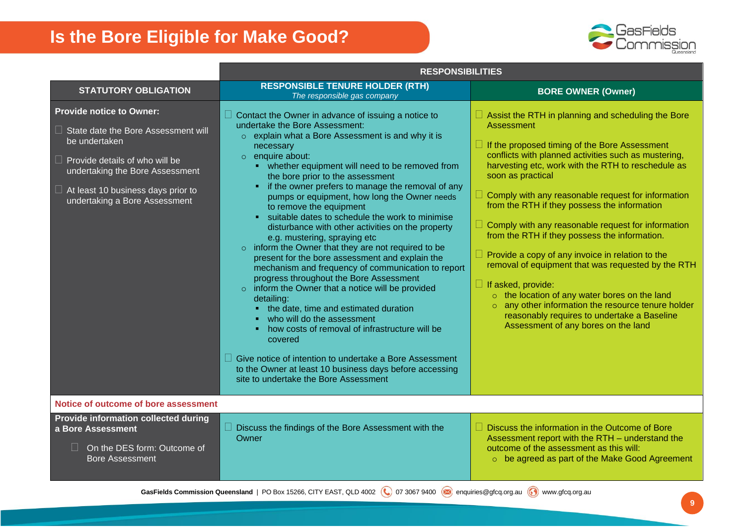# Is the Bore Eligible for Make Good?

| STATUTORY OBLIGATION | RESPONSIBILITIES | |
|---|---|---|
| | **RESPONSIBLE TENURE HOLDER (RTH)**<br>*The responsible gas company* | **BORE OWNER (Owner)** |
| **Provide notice to Owner:**<br>☐ State date the Bore Assessment will be undertaken<br>☐ Provide details of who will be undertaking the Bore Assessment<br>☐ At least 10 business days prior to undertaking a Bore Assessment | ☐ Contact the Owner in advance of issuing a notice to undertake the Bore Assessment:<br>○ explain what a Bore Assessment is and why it is necessary<br>○ enquire about:<br>▪ whether equipment will need to be removed from the bore prior to the assessment<br>▪ if the owner prefers to manage the removal of any pumps or equipment, how long the Owner needs to remove the equipment<br>▪ suitable dates to schedule the work to minimise disturbance with other activities on the property e.g. mustering, spraying etc<br>○ inform the Owner that they are not required to be present for the bore assessment and explain the mechanism and frequency of communication to report progress throughout the Bore Assessment<br>○ inform the Owner that a notice will be provided detailing:<br>▪ the date, time and estimated duration<br>▪ who will do the assessment<br>▪ how costs of removal of infrastructure will be covered<br><br>☐ Give notice of intention to undertake a Bore Assessment to the Owner at least 10 business days before accessing site to undertake the Bore Assessment | ☐ Assist the RTH in planning and scheduling the Bore Assessment<br><br>☐ If the proposed timing of the Bore Assessment conflicts with planned activities such as mustering, harvesting etc, work with the RTH to reschedule as soon as practical<br><br>☐ Comply with any reasonable request for information from the RTH if they possess the information<br><br>☐ Comply with any reasonable request for information from the RTH if they possess the information.<br><br>☐ Provide a copy of any invoice in relation to the removal of equipment that was requested by the RTH<br><br>☐ If asked, provide:<br>○ the location of any water bores on the land<br>○ any other information the resource tenure holder reasonably requires to undertake a Baseline Assessment of any bores on the land |
| **Notice of outcome of bore assessment** | | |
| **Provide information collected during a Bore Assessment**<br>☐ On the DES form: Outcome of Bore Assessment | ☐ Discuss the findings of the Bore Assessment with the Owner | ☐ Discuss the information in the Outcome of Bore Assessment report with the RTH – understand the outcome of the assessment as this will:<br>○ be agreed as part of the Make Good Agreement |

**GasFields Commission Queensland** | PO Box 15266, CITY EAST, QLD 4002 | 07 3067 9400 | enquiries@gfcq.org.au | www.gfcq.org.au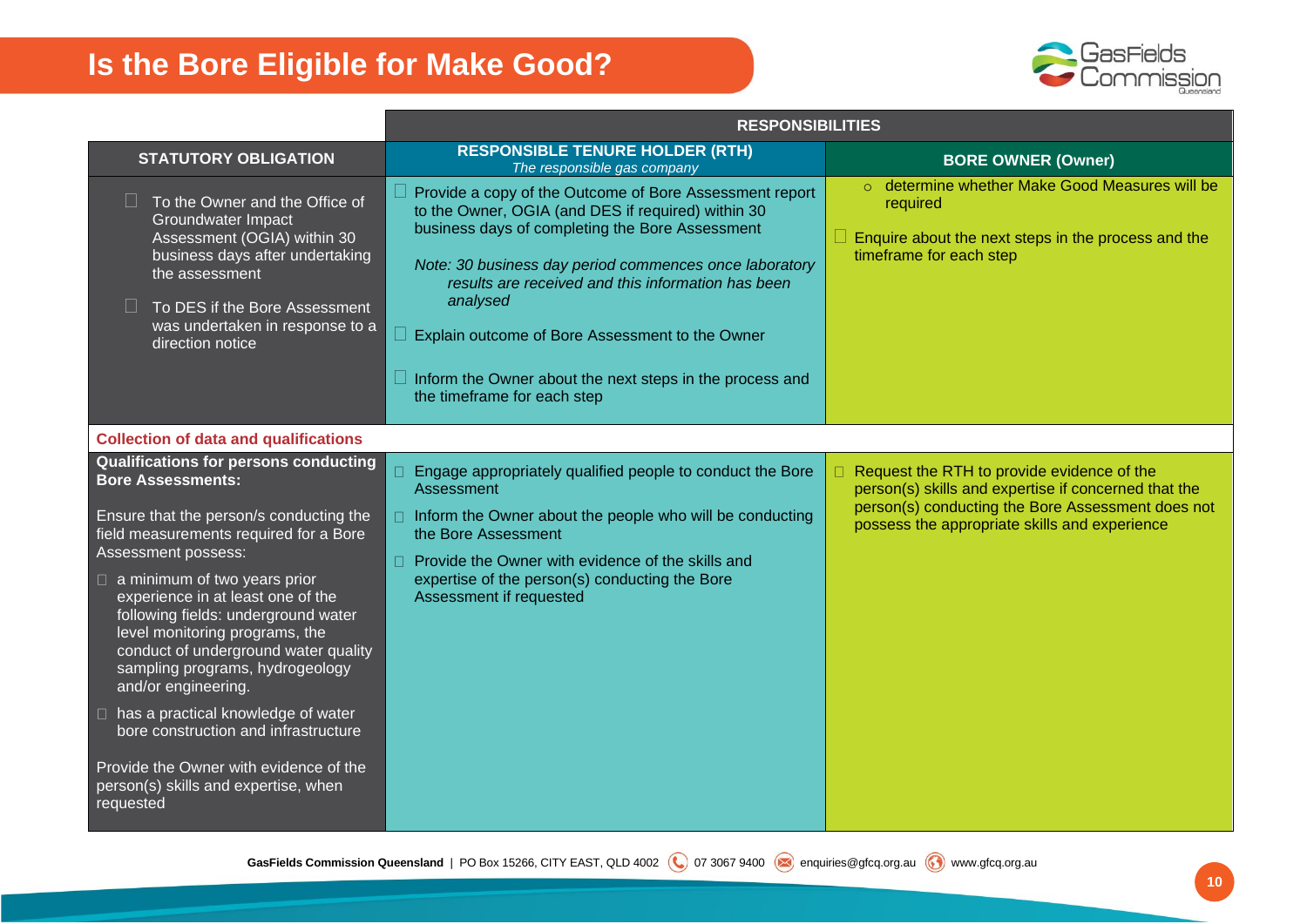# Is the Bore Eligible for Make Good?

| STATUTORY OBLIGATION | RESPONSIBILITIES | |
|---|---|---|
| | **RESPONSIBLE TENURE HOLDER (RTH)**<br>*The responsible gas company* | **BORE OWNER (Owner)** |
| ☐ To the Owner and the Office of Groundwater Impact Assessment (OGIA) within 30 business days after undertaking the assessment<br><br>☐ To DES if the Bore Assessment was undertaken in response to a direction notice | ☐ Provide a copy of the Outcome of Bore Assessment report to the Owner, OGIA (and DES if required) within 30 business days of completing the Bore Assessment<br><br>*Note: 30 business day period commences once laboratory results are received and this information has been analysed*<br><br>☐ Explain outcome of Bore Assessment to the Owner<br><br>☐ Inform the Owner about the next steps in the process and the timeframe for each step | ○ determine whether Make Good Measures will be required<br><br>☐ Enquire about the next steps in the process and the timeframe for each step |
| **Collection of data and qualifications** | | |
| **Qualifications for persons conducting Bore Assessments:**<br><br>Ensure that the person/s conducting the field measurements required for a Bore Assessment possess:<br><br>☐ a minimum of two years prior experience in at least one of the following fields: underground water level monitoring programs, the conduct of underground water quality sampling programs, hydrogeology and/or engineering.<br><br>☐ has a practical knowledge of water bore construction and infrastructure<br><br>Provide the Owner with evidence of the person(s) skills and expertise, when requested | ☐ Engage appropriately qualified people to conduct the Bore Assessment<br><br>☐ Inform the Owner about the people who will be conducting the Bore Assessment<br><br>☐ Provide the Owner with evidence of the skills and expertise of the person(s) conducting the Bore Assessment if requested | ☐ Request the RTH to provide evidence of the person(s) skills and expertise if concerned that the person(s) conducting the Bore Assessment does not possess the appropriate skills and experience |

**GasFields Commission Queensland** | PO Box 15266, CITY EAST, QLD 4002 | 07 3067 9400 | enquiries@gfcq.org.au | www.gfcq.org.au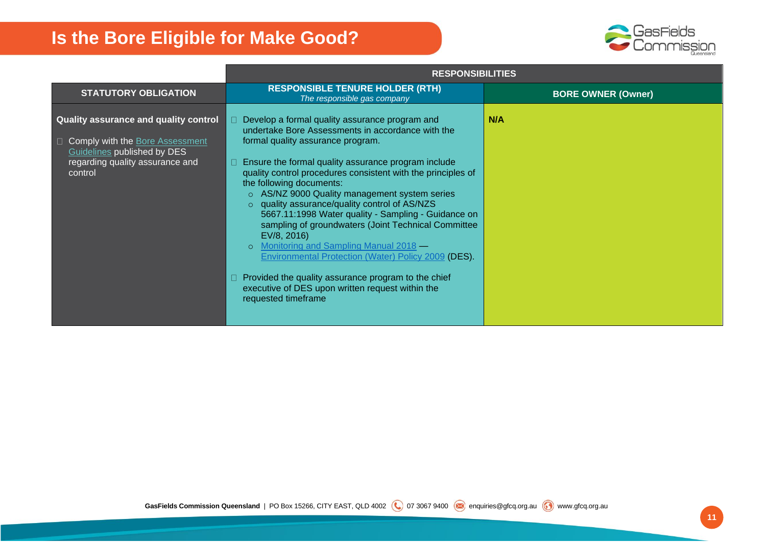# Is the Bore Eligible for Make Good?

| STATUTORY OBLIGATION | RESPONSIBILITIES | |
|---|---|---|
| | **RESPONSIBLE TENURE HOLDER (RTH)** *The responsible gas company* | **BORE OWNER (Owner)** |
| **Quality assurance and quality control**<br><br>- Comply with the Bore Assessment Guidelines published by DES regarding quality assurance and control | - Develop a formal quality assurance program and undertake Bore Assessments in accordance with the formal quality assurance program.<br><br>- Ensure the formal quality assurance program include quality control procedures consistent with the principles of the following documents:<br>  - AS/NZ 9000 Quality management system series<br>  - quality assurance/quality control of AS/NZS 5667.11:1998 Water quality - Sampling - Guidance on sampling of groundwaters (Joint Technical Committee EV/8, 2016)<br>  - Monitoring and Sampling Manual 2018 — Environmental Protection (Water) Policy 2009 (DES).<br><br>- Provided the quality assurance program to the chief executive of DES upon written request within the requested timeframe | **N/A** |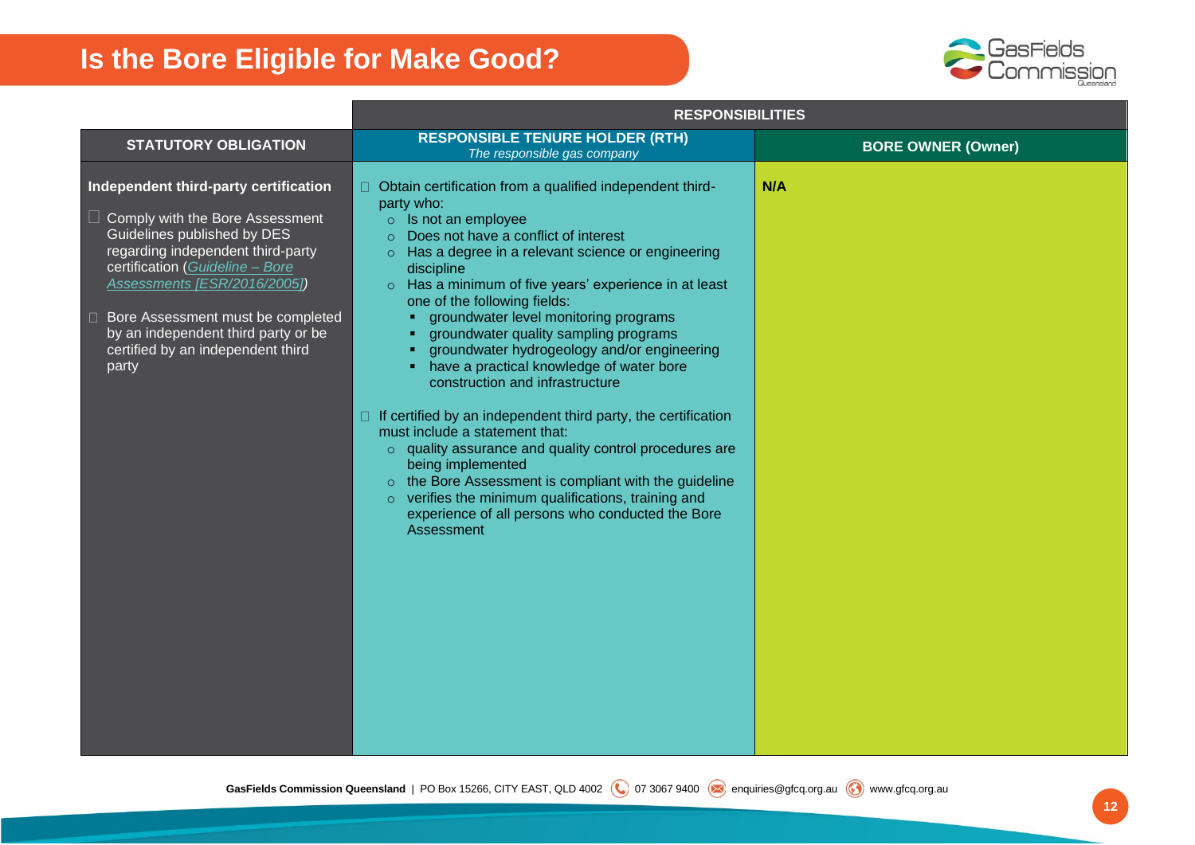# Is the Bore Eligible for Make Good?

| STATUTORY OBLIGATION | RESPONSIBILITIES | |
|---|---|---|
| | **RESPONSIBLE TENURE HOLDER (RTH)**<br>*The responsible gas company* | **BORE OWNER (Owner)** |
| **Independent third-party certification**<br><br>☐ Comply with the Bore Assessment Guidelines published by DES regarding independent third-party certification (*Guideline – Bore Assessments [ESR/2016/2005]*)<br><br>☐ Bore Assessment must be completed by an independent third party or be certified by an independent third party | ☐ Obtain certification from a qualified independent third-party who:<br>○ Is not an employee<br>○ Does not have a conflict of interest<br>○ Has a degree in a relevant science or engineering discipline<br>○ Has a minimum of five years' experience in at least one of the following fields:<br>▪ groundwater level monitoring programs<br>▪ groundwater quality sampling programs<br>▪ groundwater hydrogeology and/or engineering<br>▪ have a practical knowledge of water bore construction and infrastructure<br><br>☐ If certified by an independent third party, the certification must include a statement that:<br>○ quality assurance and quality control procedures are being implemented<br>○ the Bore Assessment is compliant with the guideline<br>○ verifies the minimum qualifications, training and experience of all persons who conducted the Bore Assessment | **N/A** |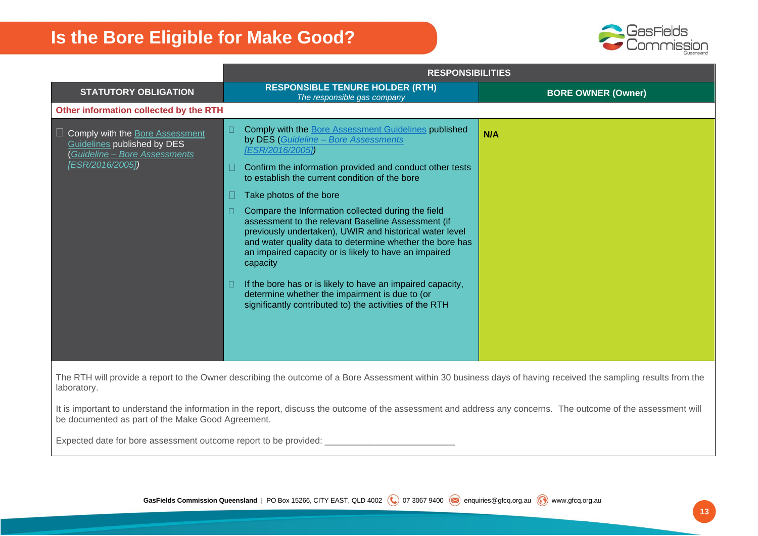# Is the Bore Eligible for Make Good?

| STATUTORY OBLIGATION | RESPONSIBILITIES | |
|---|---|---|
| | **RESPONSIBLE TENURE HOLDER (RTH)** *The responsible gas company* | **BORE OWNER (Owner)** |
| **Other information collected by the RTH** | | |
| ☐ Comply with the Bore Assessment Guidelines published by DES (*Guideline – Bore Assessments [ESR/2016/2005]*) | ☐ Comply with the Bore Assessment Guidelines published by DES (*Guideline – Bore Assessments [ESR/2016/2005]*)<br>☐ Confirm the information provided and conduct other tests to establish the current condition of the bore<br>☐ Take photos of the bore<br>☐ Compare the Information collected during the field assessment to the relevant Baseline Assessment (if previously undertaken), UWIR and historical water level and water quality data to determine whether the bore has an impaired capacity or is likely to have an impaired capacity<br>☐ If the bore has or is likely to have an impaired capacity, determine whether the impairment is due to (or significantly contributed to) the activities of the RTH | **N/A** |

The RTH will provide a report to the Owner describing the outcome of a Bore Assessment within 30 business days of having received the sampling results from the laboratory.

It is important to understand the information in the report, discuss the outcome of the assessment and address any concerns. The outcome of the assessment will be documented as part of the Make Good Agreement.

Expected date for bore assessment outcome report to be provided: __________________________

**GasFields Commission Queensland** | PO Box 15266, CITY EAST, QLD 4002 07 3067 9400 enquiries@gfcq.org.au www.gfcq.org.au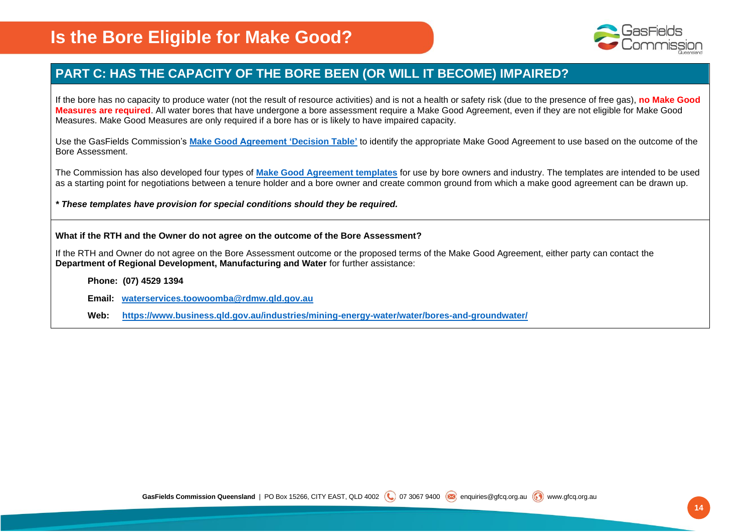# Is the Bore Eligible for Make Good?

## PART C: HAS THE CAPACITY OF THE BORE BEEN (OR WILL IT BECOME) IMPAIRED?

If the bore has no capacity to produce water (not the result of resource activities) and is not a health or safety risk (due to the presence of free gas), **no Make Good Measures are required**. All water bores that have undergone a bore assessment require a Make Good Agreement, even if they are not eligible for Make Good Measures. Make Good Measures are only required if a bore has or is likely to have impaired capacity.

Use the GasFields Commission's **Make Good Agreement 'Decision Table'** to identify the appropriate Make Good Agreement to use based on the outcome of the Bore Assessment.

The Commission has also developed four types of **Make Good Agreement templates** for use by bore owners and industry. The templates are intended to be used as a starting point for negotiations between a tenure holder and a bore owner and create common ground from which a make good agreement can be drawn up.

***\* These templates have provision for special conditions should they be required.***

**What if the RTH and the Owner do not agree on the outcome of the Bore Assessment?**

If the RTH and Owner do not agree on the Bore Assessment outcome or the proposed terms of the Make Good Agreement, either party can contact the **Department of Regional Development, Manufacturing and Water** for further assistance:

**Phone: (07) 4529 1394**

**Email: waterservices.toowoomba@rdmw.qld.gov.au**

**Web: https://www.business.qld.gov.au/industries/mining-energy-water/water/bores-and-groundwater/**